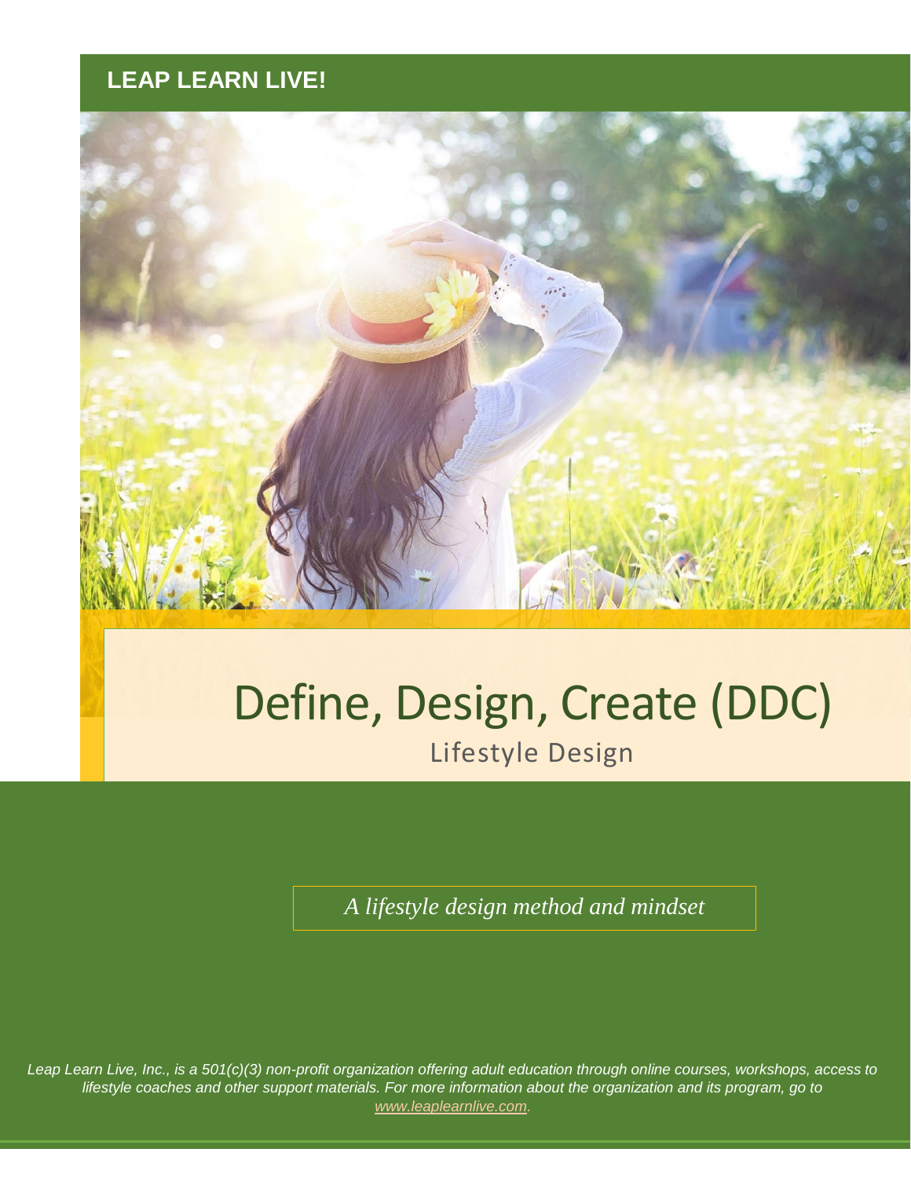**LEAP LEARN LIVE!**

# Define, Design, Create (DDC)

## Lifestyle Design

*A lifestyle design method and mindset*

*Leap Learn Live, Inc., is a 501(c)(3) non-profit organization offering adult education through online courses, workshops, access to lifestyle coaches and other support materials. For more information about the organization and its program, go to [www.leaplearnlive.com](http://www.leaplearnlive.com).*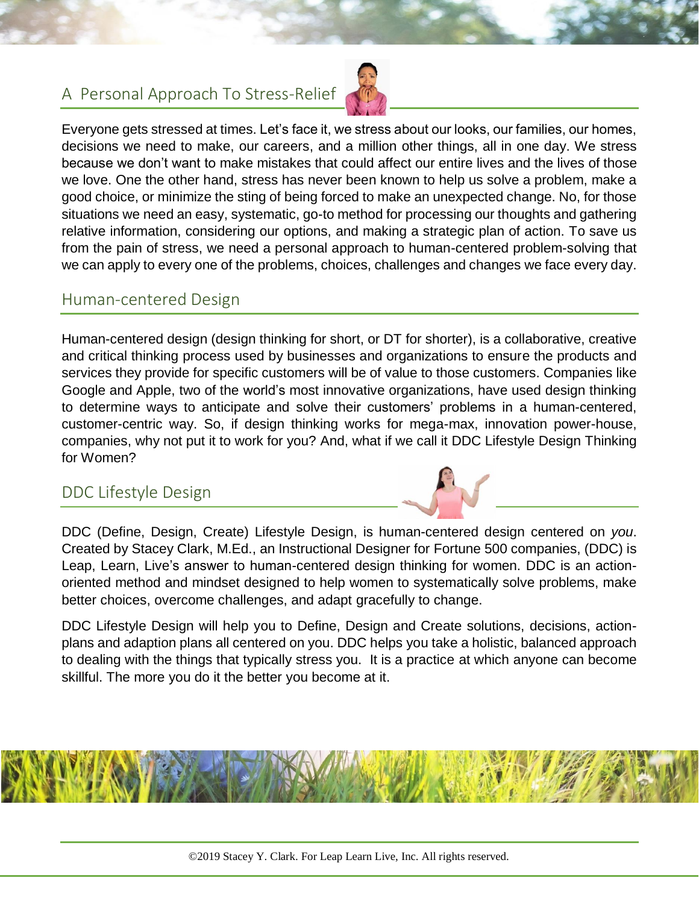## A Personal Approach To Stress-Relief

Everyone gets stressed at times. Let's face it, we stress about our looks, our families, our homes, decisions we need to make, our careers, and a million other things, all in one day. We stress because we don't want to make mistakes that could affect our entire lives and the lives of those we love. One the other hand, stress has never been known to help us solve a problem, make a good choice, or minimize the sting of being forced to make an unexpected change. No, for those situations we need an easy, systematic, go-to method for processing our thoughts and gathering relative information, considering our options, and making a strategic plan of action. To save us from the pain of stress, we need a personal approach to human-centered problem-solving that we can apply to every one of the problems, choices, challenges and changes we face every day.

## Human-centered Design

Human-centered design (design thinking for short, or DT for shorter), is a collaborative, creative and critical thinking process used by businesses and organizations to ensure the products and services they provide for specific customers will be of value to those customers. Companies like Google and Apple, two of the world's most innovative organizations, have used design thinking to determine ways to anticipate and solve their customers' problems in a human-centered, customer-centric way. So, if design thinking works for mega-max, innovation power-house, companies, why not put it to work for you? And, what if we call it DDC Lifestyle Design Thinking for Women?

## DDC Lifestyle Design

DDC (Define, Design, Create) Lifestyle Design, is human-centered design centered on *you*. Created by Stacey Clark, M.Ed., an Instructional Designer for Fortune 500 companies, (DDC) is Leap, Learn, Live's answer to human-centered design thinking for women. DDC is an action-oriented method and mindset designed to help women to systematically solve problems, make better choices, overcome challenges, and adapt gracefully to change.

DDC Lifestyle Design will help you to Define, Design and Create solutions, decisions, action-plans and adaption plans all centered on you. DDC helps you take a holistic, balanced approach to dealing with the things that typically stress you. It is a practice at which anyone can become skillful. The more you do it the better you become at it.

©2019 Stacey Y. Clark. For Leap Learn Live, Inc. All rights reserved.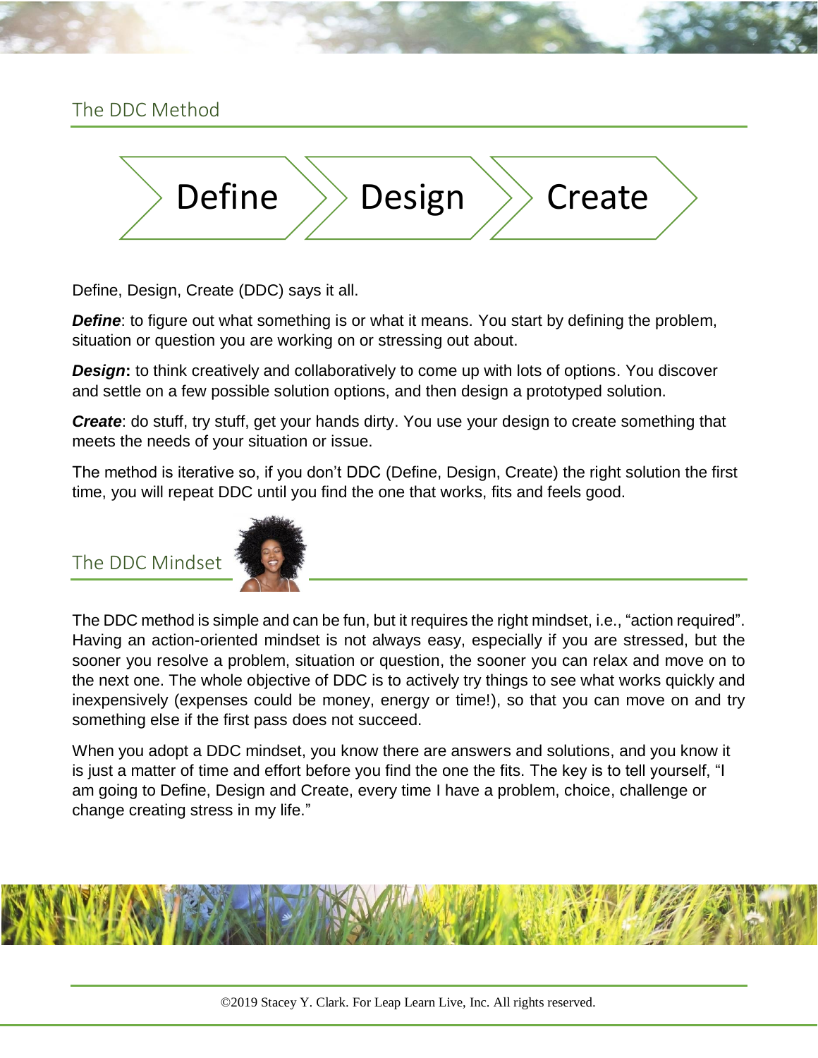## The DDC Method

Define → Design → Create

Define, Design, Create (DDC) says it all.

***Define***: to figure out what something is or what it means. You start by defining the problem, situation or question you are working on or stressing out about.

***Design*:** to think creatively and collaboratively to come up with lots of options. You discover and settle on a few possible solution options, and then design a prototyped solution.

***Create***: do stuff, try stuff, get your hands dirty. You use your design to create something that meets the needs of your situation or issue.

The method is iterative so, if you don't DDC (Define, Design, Create) the right solution the first time, you will repeat DDC until you find the one that works, fits and feels good.

## The DDC Mindset

The DDC method is simple and can be fun, but it requires the right mindset, i.e., "action required". Having an action-oriented mindset is not always easy, especially if you are stressed, but the sooner you resolve a problem, situation or question, the sooner you can relax and move on to the next one. The whole objective of DDC is to actively try things to see what works quickly and inexpensively (expenses could be money, energy or time!), so that you can move on and try something else if the first pass does not succeed.

When you adopt a DDC mindset, you know there are answers and solutions, and you know it is just a matter of time and effort before you find the one the fits. The key is to tell yourself, "I am going to Define, Design and Create, every time I have a problem, choice, challenge or change creating stress in my life."

©2019 Stacey Y. Clark. For Leap Learn Live, Inc. All rights reserved.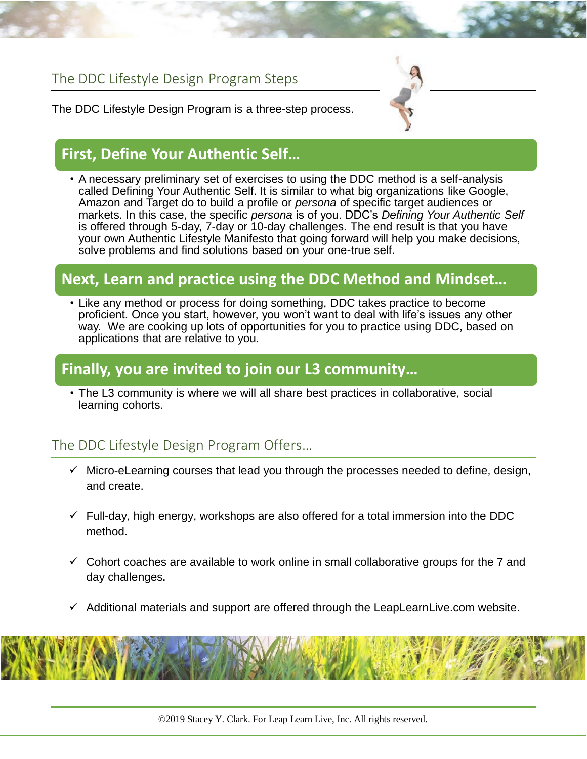## The DDC Lifestyle Design Program Steps

The DDC Lifestyle Design Program is a three-step process.

### First, Define Your Authentic Self…

- A necessary preliminary set of exercises to using the DDC method is a self-analysis called Defining Your Authentic Self. It is similar to what big organizations like Google, Amazon and Target do to build a profile or *persona* of specific target audiences or markets. In this case, the specific *persona* is of you. DDC's *Defining Your Authentic Self* is offered through 5-day, 7-day or 10-day challenges. The end result is that you have your own Authentic Lifestyle Manifesto that going forward will help you make decisions, solve problems and find solutions based on your one-true self.

### Next, Learn and practice using the DDC Method and Mindset…

- Like any method or process for doing something, DDC takes practice to become proficient. Once you start, however, you won't want to deal with life's issues any other way. We are cooking up lots of opportunities for you to practice using DDC, based on applications that are relative to you.

### Finally, you are invited to join our L3 community…

- The L3 community is where we will all share best practices in collaborative, social learning cohorts.

## The DDC Lifestyle Design Program Offers…

- ✓ Micro-eLearning courses that lead you through the processes needed to define, design, and create.
- ✓ Full-day, high energy, workshops are also offered for a total immersion into the DDC method.
- ✓ Cohort coaches are available to work online in small collaborative groups for the 7 and day challenges.
- ✓ Additional materials and support are offered through the LeapLearnLive.com website.

©2019 Stacey Y. Clark. For Leap Learn Live, Inc. All rights reserved.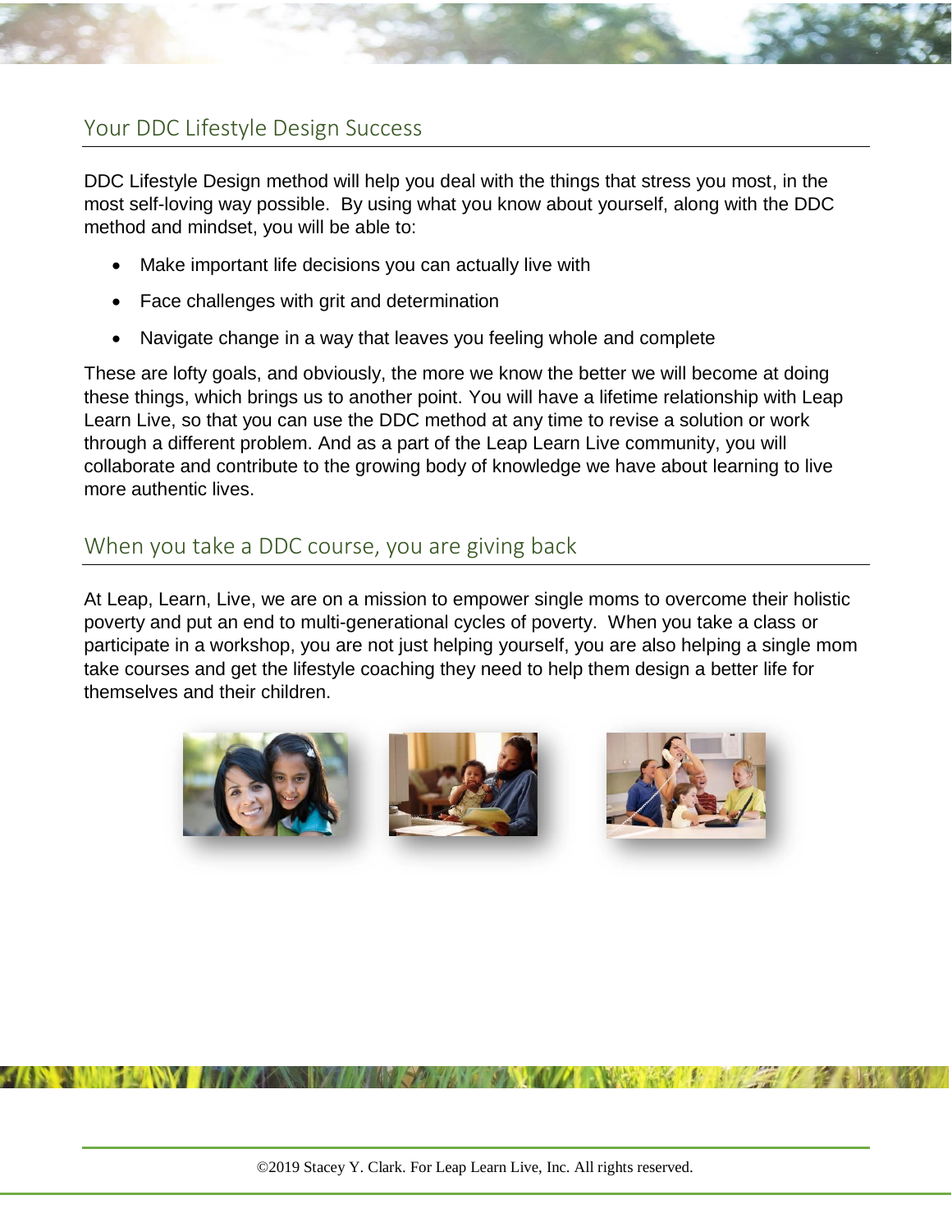## Your DDC Lifestyle Design Success

DDC Lifestyle Design method will help you deal with the things that stress you most, in the most self-loving way possible. By using what you know about yourself, along with the DDC method and mindset, you will be able to:

- Make important life decisions you can actually live with
- Face challenges with grit and determination
- Navigate change in a way that leaves you feeling whole and complete

These are lofty goals, and obviously, the more we know the better we will become at doing these things, which brings us to another point. You will have a lifetime relationship with Leap Learn Live, so that you can use the DDC method at any time to revise a solution or work through a different problem. And as a part of the Leap Learn Live community, you will collaborate and contribute to the growing body of knowledge we have about learning to live more authentic lives.

## When you take a DDC course, you are giving back

At Leap, Learn, Live, we are on a mission to empower single moms to overcome their holistic poverty and put an end to multi-generational cycles of poverty. When you take a class or participate in a workshop, you are not just helping yourself, you are also helping a single mom take courses and get the lifestyle coaching they need to help them design a better life for themselves and their children.

©2019 Stacey Y. Clark. For Leap Learn Live, Inc. All rights reserved.